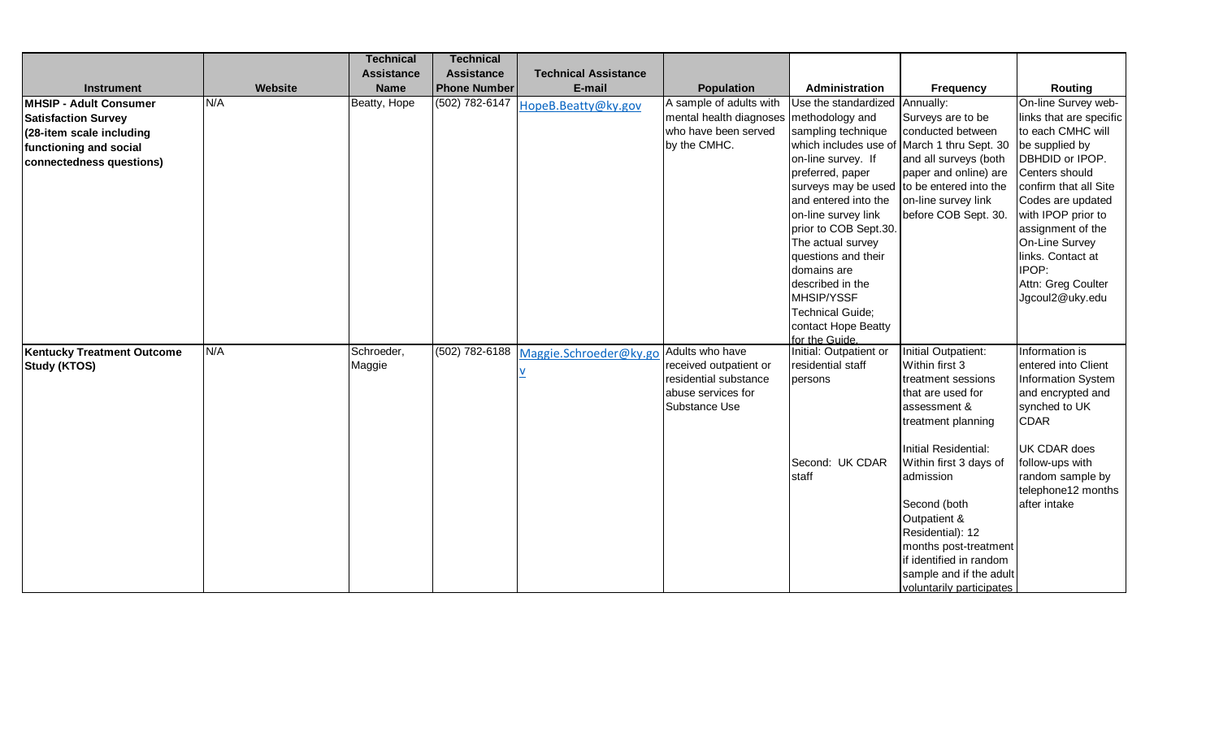| Instrument | Website | Technical Assistance Name | Technical Assistance Phone Number | Technical Assistance E-mail | Population | Administration | Frequency | Routing |
|---|---|---|---|---|---|---|---|---|
| **MHSIP - Adult Consumer Satisfaction Survey (28-item scale including functioning and social connectedness questions)** | N/A | Beatty, Hope | (502) 782-6147 | HopeB.Beatty@ky.gov | A sample of adults with mental health diagnoses who have been served by the CMHC. | Use the standardized methodology and sampling technique which includes use of on-line survey. If preferred, paper surveys may be used and entered into the on-line survey link prior to COB Sept.30. The actual survey questions and their domains are described in the MHSIP/YSSF Technical Guide; contact Hope Beatty for the Guide. | Annually: Surveys are to be conducted between March 1 thru Sept. 30 and all surveys (both paper and online) are to be entered into the on-line survey link before COB Sept. 30. | On-line Survey web-links that are specific to each CMHC will be supplied by DBHDID or IPOP. Centers should confirm that all Site Codes are updated with IPOP prior to assignment of the On-Line Survey links. Contact at IPOP: Attn: Greg Coulter Jgcoul2@uky.edu |
| **Kentucky Treatment Outcome Study (KTOS)** | N/A | Schroeder, Maggie | (502) 782-6188 | Maggie.Schroeder@ky.gov | Adults who have received outpatient or residential substance abuse services for Substance Use | Initial: Outpatient or residential staff persons<br><br>Second: UK CDAR staff | Initial Outpatient: Within first 3 treatment sessions that are used for assessment & treatment planning<br><br>Initial Residential: Within first 3 days of admission<br><br>Second (both Outpatient & Residential): 12 months post-treatment if identified in random sample and if the adult voluntarily participates | Information is entered into Client Information System and encrypted and synched to UK CDAR<br><br>UK CDAR does follow-ups with random sample by telephone12 months after intake |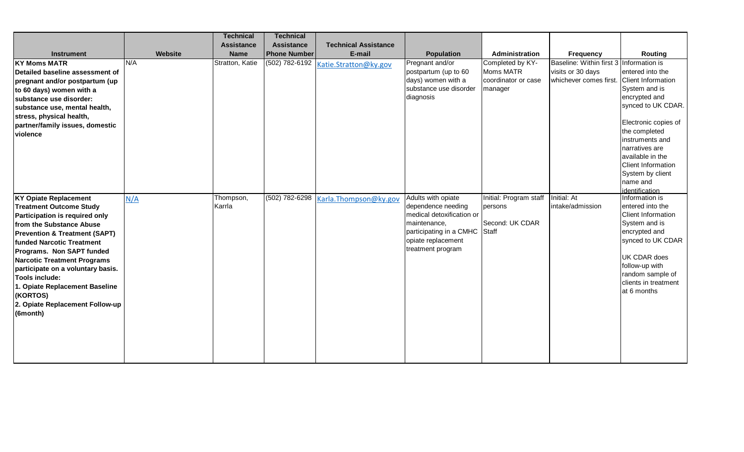| Instrument | Website | Technical Assistance Name | Technical Assistance Phone Number | Technical Assistance E-mail | Population | Administration | Frequency | Routing |
|---|---|---|---|---|---|---|---|---|
| **KY Moms MATR** **Detailed baseline assessment of pregnant and/or postpartum (up to 60 days) women with a substance use disorder: substance use, mental health, stress, physical health, partner/family issues, domestic violence** | N/A | Stratton, Katie | (502) 782-6192 | Katie.Stratton@ky.gov | Pregnant and/or postpartum (up to 60 days) women with a substance use disorder diagnosis | Completed by KY-Moms MATR coordinator or case manager | Baseline: Within first 3 visits or 30 days whichever comes first. | Information is entered into the Client Information System and is encrypted and synced to UK CDAR. Electronic copies of the completed instruments and narratives are available in the Client Information System by client name and identification |
| **KY Opiate Replacement Treatment Outcome Study** **Participation is required only from the Substance Abuse Prevention & Treatment (SAPT) funded Narcotic Treatment Programs. Non SAPT funded Narcotic Treatment Programs participate on a voluntary basis.** **Tools include:** **1. Opiate Replacement Baseline (KORTOS)** **2. Opiate Replacement Follow-up (6month)** | N/A | Thompson, Karrla | (502) 782-6298 | Karla.Thompson@ky.gov | Adults with opiate dependence needing medical detoxification or maintenance, participating in a CMHC opiate replacement treatment program | Initial: Program staff persons Second: UK CDAR Staff | Initial: At intake/admission | Information is entered into the Client Information System and is encrypted and synced to UK CDAR UK CDAR does follow-up with random sample of clients in treatment at 6 months |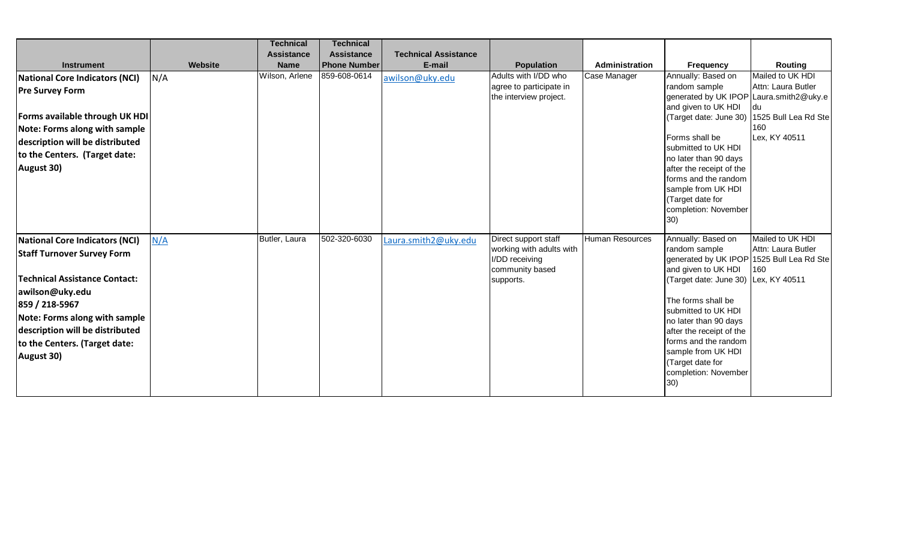| Instrument | Website | Technical Assistance Name | Technical Assistance Phone Number | Technical Assistance E-mail | Population | Administration | Frequency | Routing |
|---|---|---|---|---|---|---|---|---|
| **National Core Indicators (NCI) Pre Survey Form**<br><br>**Forms available through UK HDI**<br>**Note: Forms along with sample description will be distributed to the Centers. (Target date: August 30)** | N/A | Wilson, Arlene | 859-608-0614 | awilson@uky.edu | Adults with I/DD who agree to participate in the interview project. | Case Manager | Annually: Based on random sample generated by UK IPOP and given to UK HDI (Target date: June 30)<br><br>Forms shall be submitted to UK HDI no later than 90 days after the receipt of the forms and the random sample from UK HDI (Target date for completion: November 30) | Mailed to UK HDI Attn: Laura Butler Laura.smith2@uky.edu 1525 Bull Lea Rd Ste 160 Lex, KY 40511 |
| **National Core Indicators (NCI) Staff Turnover Survey Form**<br><br>**Technical Assistance Contact: awilson@uky.edu 859 / 218-5967**<br>**Note: Forms along with sample description will be distributed to the Centers. (Target date: August 30)** | N/A | Butler, Laura | 502-320-6030 | Laura.smith2@uky.edu | Direct support staff working with adults with I/DD receiving community based supports. | Human Resources | Annually: Based on random sample generated by UK IPOP and given to UK HDI (Target date: June 30)<br><br>The forms shall be submitted to UK HDI no later than 90 days after the receipt of the forms and the random sample from UK HDI (Target date for completion: November 30) | Mailed to UK HDI Attn: Laura Butler 1525 Bull Lea Rd Ste 160 Lex, KY 40511 |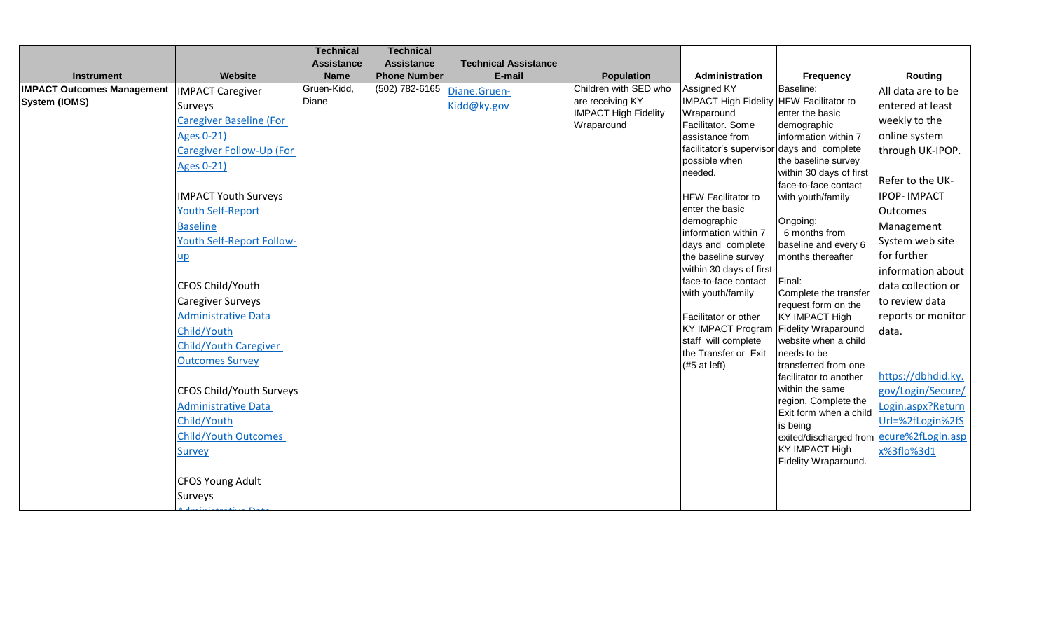| Instrument | Website | Technical Assistance Name | Technical Assistance Phone Number | Technical Assistance E-mail | Population | Administration | Frequency | Routing |
|---|---|---|---|---|---|---|---|---|
| **IMPACT Outcomes Management System (IOMS)** | IMPACT Caregiver Surveys<br>Caregiver Baseline (For Ages 0-21)<br>Caregiver Follow-Up (For Ages 0-21)<br><br>IMPACT Youth Surveys<br>Youth Self-Report Baseline<br>Youth Self-Report Follow-up<br><br>CFOS Child/Youth Caregiver Surveys<br>Administrative Data Child/Youth<br>Child/Youth Caregiver Outcomes Survey<br><br>CFOS Child/Youth Surveys<br>Administrative Data Child/Youth<br>Child/Youth Outcomes Survey<br><br>CFOS Young Adult Surveys<br>Administrative Data | Gruen-Kidd, Diane | (502) 782-6165 | Diane.Gruen-Kidd@ky.gov | Children with SED who are receiving KY IMPACT High Fidelity Wraparound | Assigned KY IMPACT High Fidelity Wraparound Facilitator. Some assistance from facilitator's supervisor possible when needed.<br><br>HFW Facilitator to enter the basic demographic information within 7 days and complete the baseline survey within 30 days of first face-to-face contact with youth/family<br><br>Facilitator or other KY IMPACT Program staff will complete the Transfer or Exit (#5 at left) | Baseline:<br>HFW Facilitator to enter the basic demographic information within 7 days and complete the baseline survey within 30 days of first face-to-face contact with youth/family<br><br>Ongoing:<br>6 months from baseline and every 6 months thereafter<br><br>Final:<br>Complete the transfer request form on the KY IMPACT High Fidelity Wraparound website when a child needs to be transferred from one facilitator to another within the same region. Complete the Exit form when a child is being exited/discharged from KY IMPACT High Fidelity Wraparound. | All data are to be entered at least weekly to the online system through UK-IPOP.<br><br>Refer to the UK-IPOP- IMPACT Outcomes Management System web site for further information about data collection or to review data reports or monitor data.<br><br>https://dbhdid.ky.gov/Login/Secure/Login.aspx?ReturnUrl=%2fLogin%2fSecure%2fLogin.aspx%3flo%3d1 |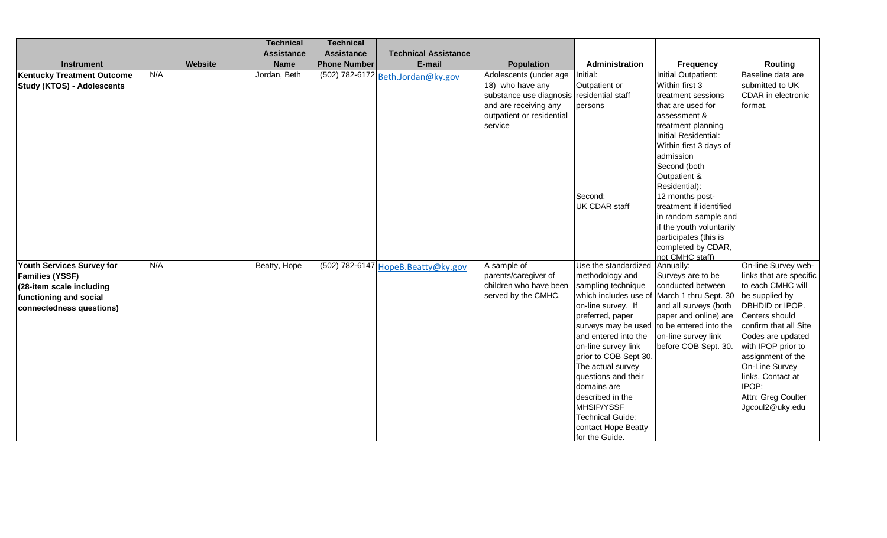| Instrument | Website | Technical Assistance Name | Technical Assistance Phone Number | Technical Assistance E-mail | Population | Administration | Frequency | Routing |
|---|---|---|---|---|---|---|---|---|
| **Kentucky Treatment Outcome Study (KTOS) - Adolescents** | N/A | Jordan, Beth | (502) 782-6172 | Beth.Jordan@ky.gov | Adolescents (under age 18) who have any substance use diagnosis and are receiving any outpatient or residential service | Initial: Outpatient or residential staff persons<br><br>Second: UK CDAR staff | Initial Outpatient: Within first 3 treatment sessions that are used for assessment & treatment planning<br>Initial Residential: Within first 3 days of admission<br>Second (both Outpatient & Residential): 12 months post-treatment if identified in random sample and if the youth voluntarily participates (this is completed by CDAR, not CMHC staff) | Baseline data are submitted to UK CDAR in electronic format. |
| **Youth Services Survey for Families (YSSF) (28-item scale including functioning and social connectedness questions)** | N/A | Beatty, Hope | (502) 782-6147 | HopeB.Beatty@ky.gov | A sample of parents/caregiver of children who have been served by the CMHC. | Use the standardized methodology and sampling technique which includes use of on-line survey. If preferred, paper surveys may be used and entered into the on-line survey link prior to COB Sept 30. The actual survey questions and their domains are described in the MHSIP/YSSF Technical Guide; contact Hope Beatty for the Guide. | Annually: Surveys are to be conducted between March 1 thru Sept. 30 and all surveys (both paper and online) are to be entered into the on-line survey link before COB Sept. 30. | On-line Survey web-links that are specific to each CMHC will be supplied by DBHDID or IPOP. Centers should confirm that all Site Codes are updated with IPOP prior to assignment of the On-Line Survey links. Contact at IPOP: Attn: Greg Coulter Jgcoul2@uky.edu |